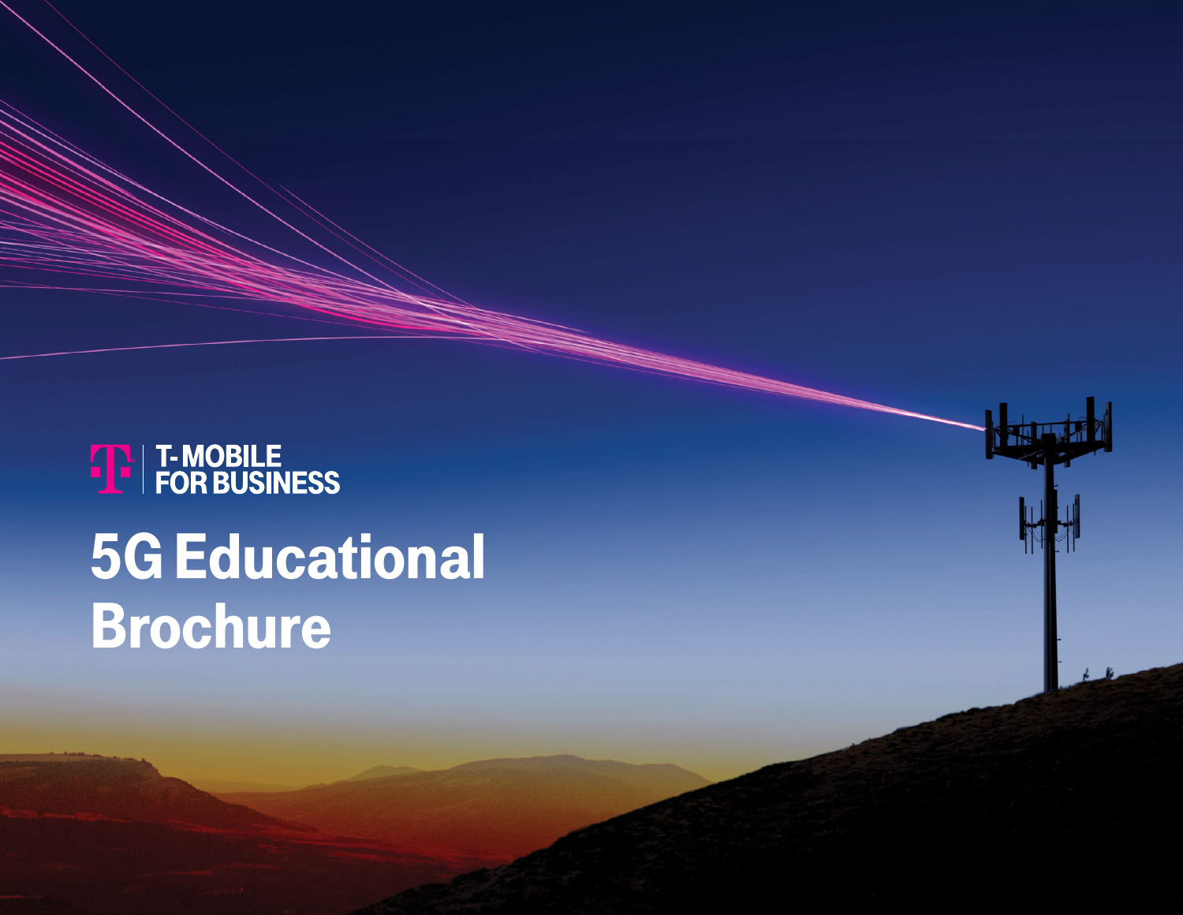T-MOBILE
FOR BUSINESS

# 5G Educational Brochure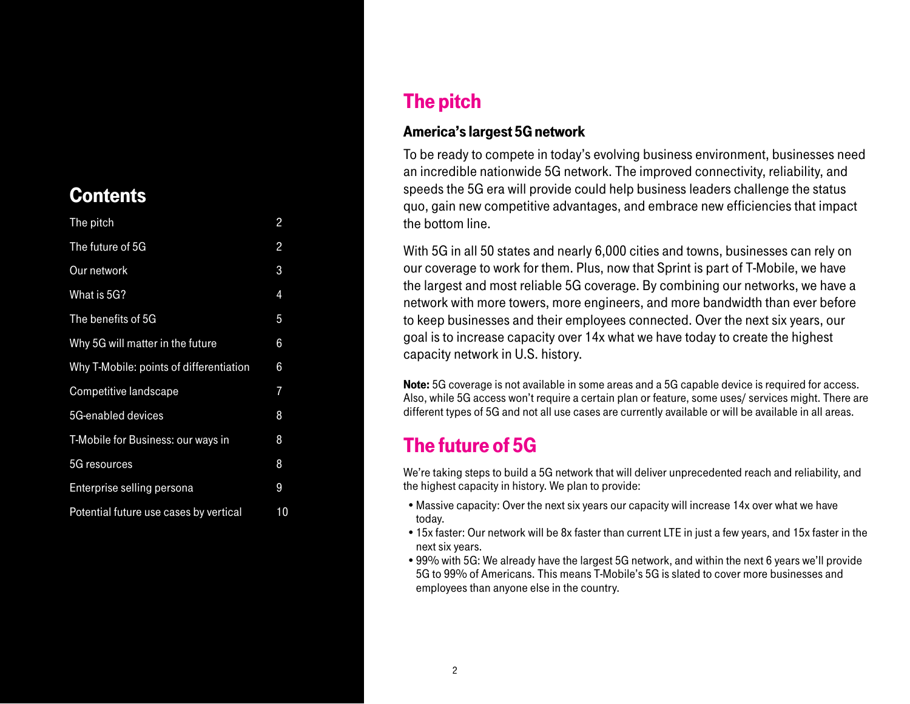## Contents

| | |
|---|---|
| The pitch | 2 |
| The future of 5G | 2 |
| Our network | 3 |
| What is 5G? | 4 |
| The benefits of 5G | 5 |
| Why 5G will matter in the future | 6 |
| Why T-Mobile: points of differentiation | 6 |
| Competitive landscape | 7 |
| 5G-enabled devices | 8 |
| T-Mobile for Business: our ways in | 8 |
| 5G resources | 8 |
| Enterprise selling persona | 9 |
| Potential future use cases by vertical | 10 |

# The pitch

### America's largest 5G network

To be ready to compete in today's evolving business environment, businesses need an incredible nationwide 5G network. The improved connectivity, reliability, and speeds the 5G era will provide could help business leaders challenge the status quo, gain new competitive advantages, and embrace new efficiencies that impact the bottom line.

With 5G in all 50 states and nearly 6,000 cities and towns, businesses can rely on our coverage to work for them. Plus, now that Sprint is part of T-Mobile, we have the largest and most reliable 5G coverage. By combining our networks, we have a network with more towers, more engineers, and more bandwidth than ever before to keep businesses and their employees connected. Over the next six years, our goal is to increase capacity over 14x what we have today to create the highest capacity network in U.S. history.

**Note:** 5G coverage is not available in some areas and a 5G capable device is required for access. Also, while 5G access won't require a certain plan or feature, some uses/ services might. There are different types of 5G and not all use cases are currently available or will be available in all areas.

# The future of 5G

We're taking steps to build a 5G network that will deliver unprecedented reach and reliability, and the highest capacity in history. We plan to provide:

- Massive capacity: Over the next six years our capacity will increase 14x over what we have today.
- 15x faster: Our network will be 8x faster than current LTE in just a few years, and 15x faster in the next six years.
- 99% with 5G: We already have the largest 5G network, and within the next 6 years we'll provide 5G to 99% of Americans. This means T-Mobile's 5G is slated to cover more businesses and employees than anyone else in the country.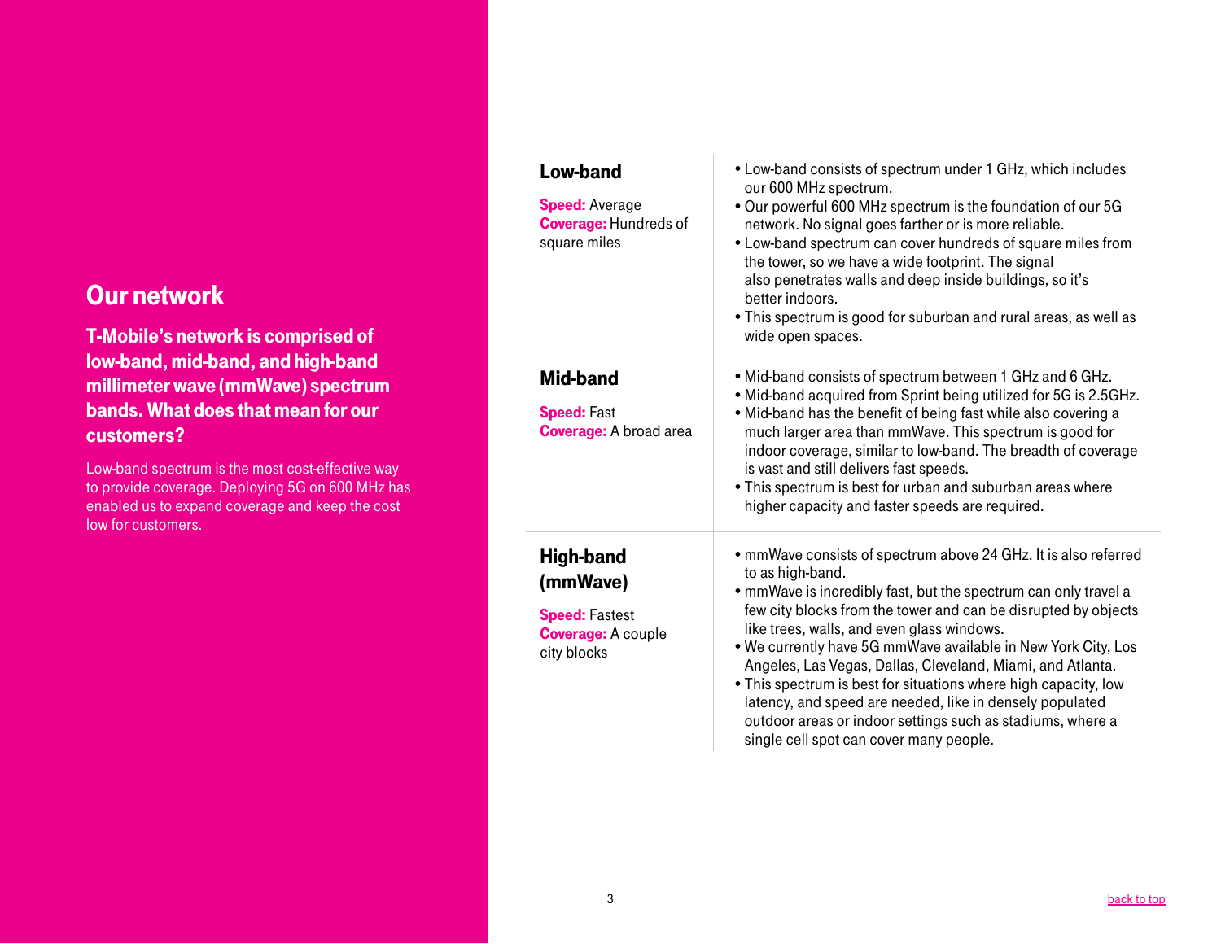## Our network

**T-Mobile's network is comprised of low-band, mid-band, and high-band millimeter wave (mmWave) spectrum bands. What does that mean for our customers?**

Low-band spectrum is the most cost-effective way to provide coverage. Deploying 5G on 600 MHz has enabled us to expand coverage and keep the cost low for customers.

### Low-band

**Speed:** Average
**Coverage:** Hundreds of square miles

- Low-band consists of spectrum under 1 GHz, which includes our 600 MHz spectrum.
- Our powerful 600 MHz spectrum is the foundation of our 5G network. No signal goes farther or is more reliable.
- Low-band spectrum can cover hundreds of square miles from the tower, so we have a wide footprint. The signal also penetrates walls and deep inside buildings, so it's better indoors.
- This spectrum is good for suburban and rural areas, as well as wide open spaces.

### Mid-band

**Speed:** Fast
**Coverage:** A broad area

- Mid-band consists of spectrum between 1 GHz and 6 GHz.
- Mid-band acquired from Sprint being utilized for 5G is 2.5GHz.
- Mid-band has the benefit of being fast while also covering a much larger area than mmWave. This spectrum is good for indoor coverage, similar to low-band. The breadth of coverage is vast and still delivers fast speeds.
- This spectrum is best for urban and suburban areas where higher capacity and faster speeds are required.

### High-band (mmWave)

**Speed:** Fastest
**Coverage:** A couple city blocks

- mmWave consists of spectrum above 24 GHz. It is also referred to as high-band.
- mmWave is incredibly fast, but the spectrum can only travel a few city blocks from the tower and can be disrupted by objects like trees, walls, and even glass windows.
- We currently have 5G mmWave available in New York City, Los Angeles, Las Vegas, Dallas, Cleveland, Miami, and Atlanta.
- This spectrum is best for situations where high capacity, low latency, and speed are needed, like in densely populated outdoor areas or indoor settings such as stadiums, where a single cell spot can cover many people.

back to top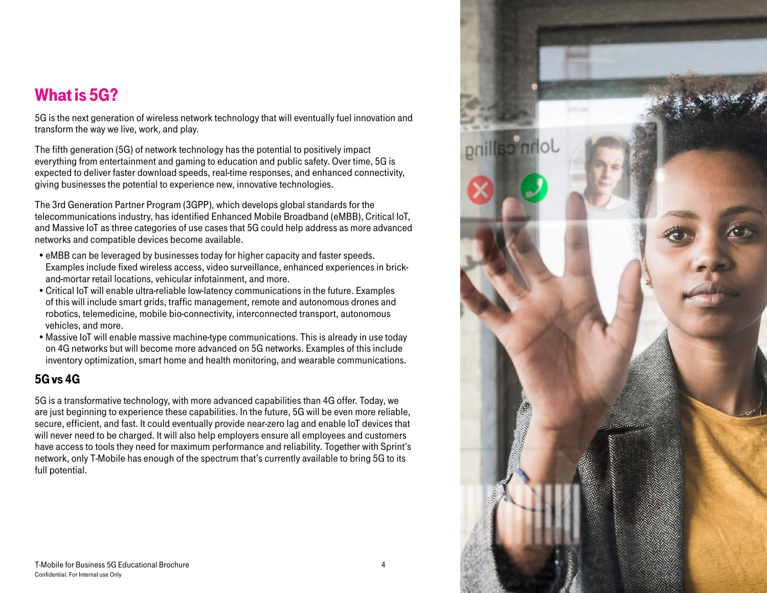# What is 5G?

5G is the next generation of wireless network technology that will eventually fuel innovation and transform the way we live, work, and play.

The fifth generation (5G) of network technology has the potential to positively impact everything from entertainment and gaming to education and public safety. Over time, 5G is expected to deliver faster download speeds, real-time responses, and enhanced connectivity, giving businesses the potential to experience new, innovative technologies.

The 3rd Generation Partner Program (3GPP), which develops global standards for the telecommunications industry, has identified Enhanced Mobile Broadband (eMBB), Critical IoT, and Massive IoT as three categories of use cases that 5G could help address as more advanced networks and compatible devices become available.

- eMBB can be leveraged by businesses today for higher capacity and faster speeds. Examples include fixed wireless access, video surveillance, enhanced experiences in brick-and-mortar retail locations, vehicular infotainment, and more.
- Critical IoT will enable ultra-reliable low-latency communications in the future. Examples of this will include smart grids, traffic management, remote and autonomous drones and robotics, telemedicine, mobile bio-connectivity, interconnected transport, autonomous vehicles, and more.
- Massive IoT will enable massive machine-type communications. This is already in use today on 4G networks but will become more advanced on 5G networks. Examples of this include inventory optimization, smart home and health monitoring, and wearable communications.

## 5G vs 4G

5G is a transformative technology, with more advanced capabilities than 4G offer. Today, we are just beginning to experience these capabilities. In the future, 5G will be even more reliable, secure, efficient, and fast. It could eventually provide near-zero lag and enable IoT devices that will never need to be charged. It will also help employers ensure all employees and customers have access to tools they need for maximum performance and reliability. Together with Sprint's network, only T-Mobile has enough of the spectrum that's currently available to bring 5G to its full potential.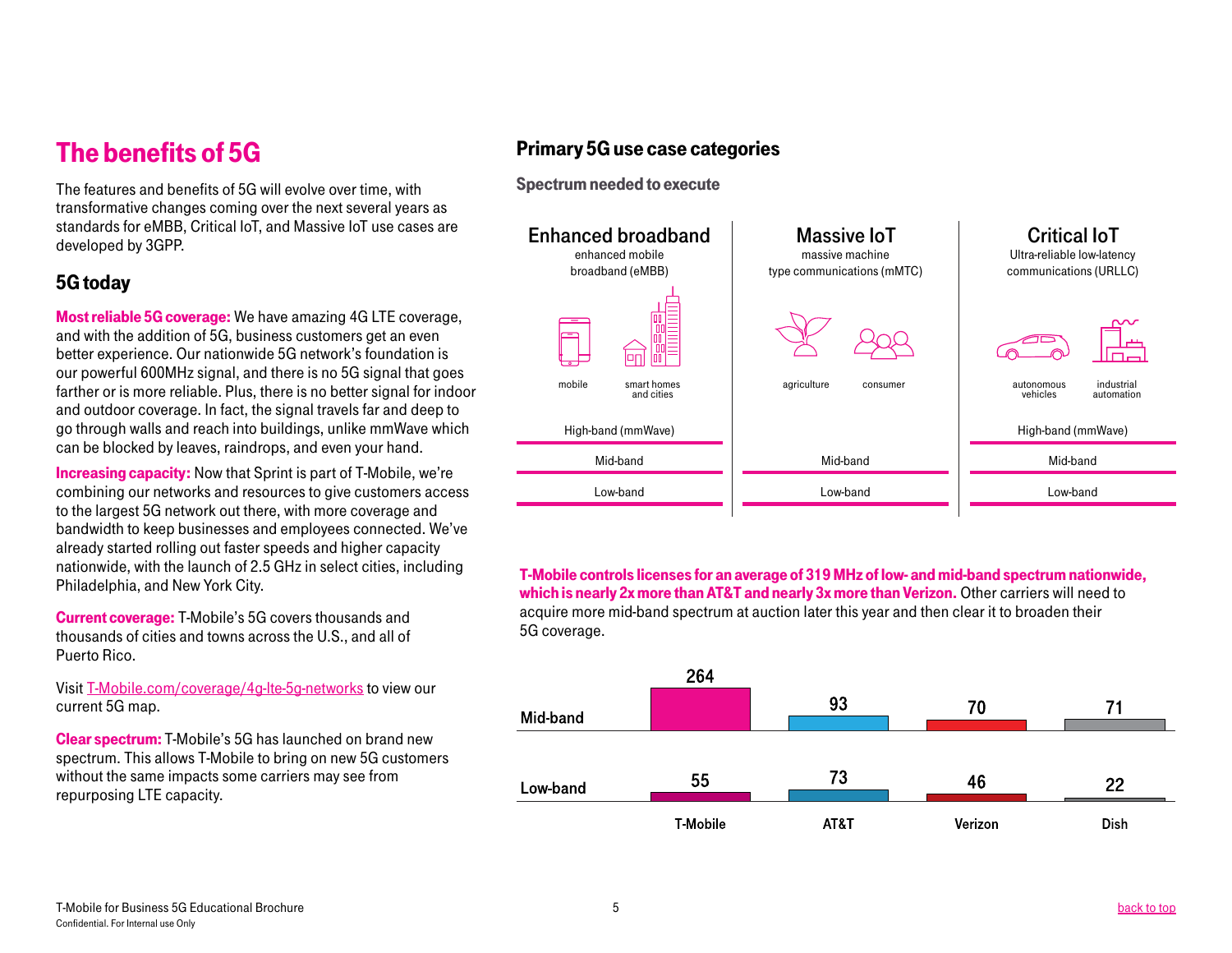# The benefits of 5G

The features and benefits of 5G will evolve over time, with transformative changes coming over the next several years as standards for eMBB, Critical IoT, and Massive IoT use cases are developed by 3GPP.

## 5G today

**Most reliable 5G coverage:** We have amazing 4G LTE coverage, and with the addition of 5G, business customers get an even better experience. Our nationwide 5G network's foundation is our powerful 600MHz signal, and there is no 5G signal that goes farther or is more reliable. Plus, there is no better signal for indoor and outdoor coverage. In fact, the signal travels far and deep to go through walls and reach into buildings, unlike mmWave which can be blocked by leaves, raindrops, and even your hand.

**Increasing capacity:** Now that Sprint is part of T-Mobile, we're combining our networks and resources to give customers access to the largest 5G network out there, with more coverage and bandwidth to keep businesses and employees connected. We've already started rolling out faster speeds and higher capacity nationwide, with the launch of 2.5 GHz in select cities, including Philadelphia, and New York City.

**Current coverage:** T-Mobile's 5G covers thousands and thousands of cities and towns across the U.S., and all of Puerto Rico.

Visit T-Mobile.com/coverage/4g-lte-5g-networks to view our current 5G map.

**Clear spectrum:** T-Mobile's 5G has launched on brand new spectrum. This allows T-Mobile to bring on new 5G customers without the same impacts some carriers may see from repurposing LTE capacity.

## Primary 5G use case categories

### Spectrum needed to execute

| Enhanced broadband | Massive IoT | Critical IoT |
|---|---|---|
| enhanced mobile broadband (eMBB) | massive machine type communications (mMTC) | Ultra-reliable low-latency communications (URLLC) |
| mobile, smart homes and cities | agriculture, consumer | autonomous vehicles, industrial automation |
| High-band (mmWave) | | High-band (mmWave) |
| Mid-band | Mid-band | Mid-band |
| Low-band | Low-band | Low-band |

**T-Mobile controls licenses for an average of 319 MHz of low- and mid-band spectrum nationwide, which is nearly 2x more than AT&T and nearly 3x more than Verizon.** Other carriers will need to acquire more mid-band spectrum at auction later this year and then clear it to broaden their 5G coverage.

| | T-Mobile | AT&T | Verizon | Dish |
|---|---|---|---|---|
| Mid-band | 264 | 93 | 70 | 71 |
| Low-band | 55 | 73 | 46 | 22 |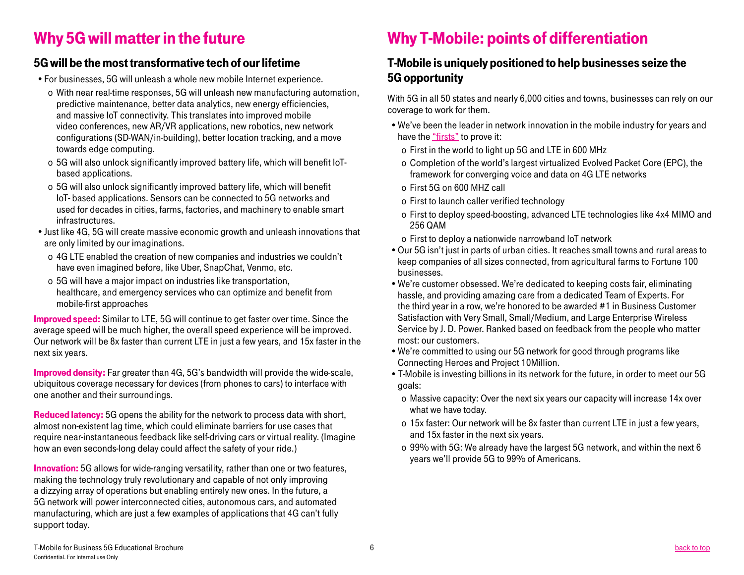# Why 5G will matter in the future

## 5G will be the most transformative tech of our lifetime

- For businesses, 5G will unleash a whole new mobile Internet experience.
  - With near real-time responses, 5G will unleash new manufacturing automation, predictive maintenance, better data analytics, new energy efficiencies, and massive IoT connectivity. This translates into improved mobile video conferences, new AR/VR applications, new robotics, new network configurations (SD-WAN/in-building), better location tracking, and a move towards edge computing.
  - 5G will also unlock significantly improved battery life, which will benefit IoT-based applications.
  - 5G will also unlock significantly improved battery life, which will benefit IoT- based applications. Sensors can be connected to 5G networks and used for decades in cities, farms, factories, and machinery to enable smart infrastructures.
- Just like 4G, 5G will create massive economic growth and unleash innovations that are only limited by our imaginations.
  - 4G LTE enabled the creation of new companies and industries we couldn't have even imagined before, like Uber, SnapChat, Venmo, etc.
  - 5G will have a major impact on industries like transportation, healthcare, and emergency services who can optimize and benefit from mobile-first approaches

**Improved speed:** Similar to LTE, 5G will continue to get faster over time. Since the average speed will be much higher, the overall speed experience will be improved. Our network will be 8x faster than current LTE in just a few years, and 15x faster in the next six years.

**Improved density:** Far greater than 4G, 5G's bandwidth will provide the wide-scale, ubiquitous coverage necessary for devices (from phones to cars) to interface with one another and their surroundings.

**Reduced latency:** 5G opens the ability for the network to process data with short, almost non-existent lag time, which could eliminate barriers for use cases that require near-instantaneous feedback like self-driving cars or virtual reality. (Imagine how an even seconds-long delay could affect the safety of your ride.)

**Innovation:** 5G allows for wide-ranging versatility, rather than one or two features, making the technology truly revolutionary and capable of not only improving a dizzying array of operations but enabling entirely new ones. In the future, a 5G network will power interconnected cities, autonomous cars, and automated manufacturing, which are just a few examples of applications that 4G can't fully support today.

# Why T-Mobile: points of differentiation

## T-Mobile is uniquely positioned to help businesses seize the 5G opportunity

With 5G in all 50 states and nearly 6,000 cities and towns, businesses can rely on our coverage to work for them.

- We've been the leader in network innovation in the mobile industry for years and have the "firsts" to prove it:
  - First in the world to light up 5G and LTE in 600 MHz
  - Completion of the world's largest virtualized Evolved Packet Core (EPC), the framework for converging voice and data on 4G LTE networks
  - First 5G on 600 MHZ call
  - First to launch caller verified technology
  - First to deploy speed-boosting, advanced LTE technologies like 4x4 MIMO and 256 QAM
  - First to deploy a nationwide narrowband IoT network
- Our 5G isn't just in parts of urban cities. It reaches small towns and rural areas to keep companies of all sizes connected, from agricultural farms to Fortune 100 businesses.
- We're customer obsessed. We're dedicated to keeping costs fair, eliminating hassle, and providing amazing care from a dedicated Team of Experts. For the third year in a row, we're honored to be awarded #1 in Business Customer Satisfaction with Very Small, Small/Medium, and Large Enterprise Wireless Service by J. D. Power. Ranked based on feedback from the people who matter most: our customers.
- We're committed to using our 5G network for good through programs like Connecting Heroes and Project 10Million.
- T-Mobile is investing billions in its network for the future, in order to meet our 5G goals:
  - Massive capacity: Over the next six years our capacity will increase 14x over what we have today.
  - 15x faster: Our network will be 8x faster than current LTE in just a few years, and 15x faster in the next six years.
  - 99% with 5G: We already have the largest 5G network, and within the next 6 years we'll provide 5G to 99% of Americans.

T-Mobile for Business 5G Educational Brochure
Confidential. For Internal use Only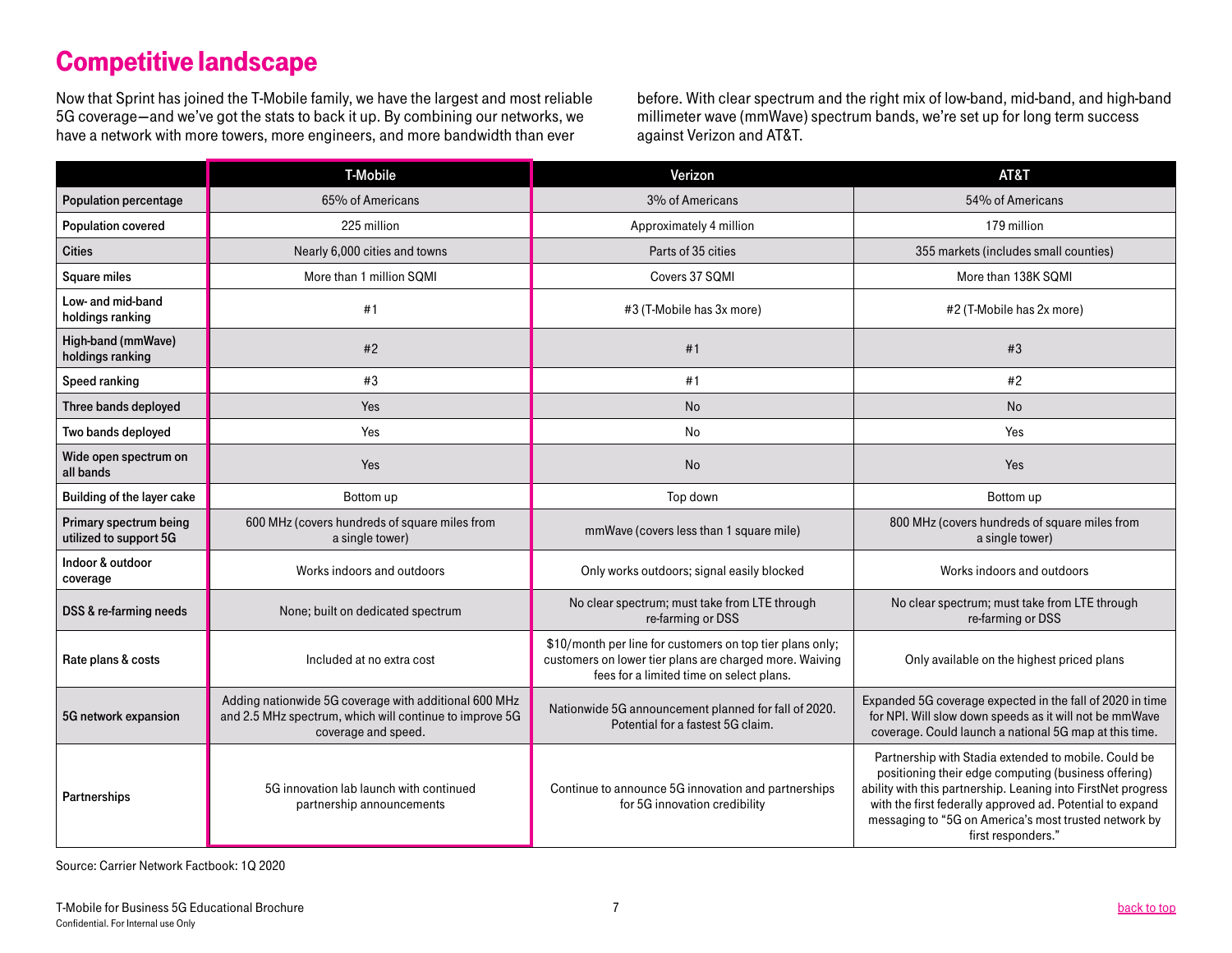# Competitive landscape

Now that Sprint has joined the T-Mobile family, we have the largest and most reliable 5G coverage—and we've got the stats to back it up. By combining our networks, we have a network with more towers, more engineers, and more bandwidth than ever before. With clear spectrum and the right mix of low-band, mid-band, and high-band millimeter wave (mmWave) spectrum bands, we're set up for long term success against Verizon and AT&T.

| | T-Mobile | Verizon | AT&T |
|---|---|---|---|
| Population percentage | 65% of Americans | 3% of Americans | 54% of Americans |
| Population covered | 225 million | Approximately 4 million | 179 million |
| Cities | Nearly 6,000 cities and towns | Parts of 35 cities | 355 markets (includes small counties) |
| Square miles | More than 1 million SQMI | Covers 37 SQMI | More than 138K SQMI |
| Low- and mid-band holdings ranking | #1 | #3 (T-Mobile has 3x more) | #2 (T-Mobile has 2x more) |
| High-band (mmWave) holdings ranking | #2 | #1 | #3 |
| Speed ranking | #3 | #1 | #2 |
| Three bands deployed | Yes | No | No |
| Two bands deployed | Yes | No | Yes |
| Wide open spectrum on all bands | Yes | No | Yes |
| Building of the layer cake | Bottom up | Top down | Bottom up |
| Primary spectrum being utilized to support 5G | 600 MHz (covers hundreds of square miles from a single tower) | mmWave (covers less than 1 square mile) | 800 MHz (covers hundreds of square miles from a single tower) |
| Indoor & outdoor coverage | Works indoors and outdoors | Only works outdoors; signal easily blocked | Works indoors and outdoors |
| DSS & re-farming needs | None; built on dedicated spectrum | No clear spectrum; must take from LTE through re-farming or DSS | No clear spectrum; must take from LTE through re-farming or DSS |
| Rate plans & costs | Included at no extra cost | $10/month per line for customers on top tier plans only; customers on lower tier plans are charged more. Waiving fees for a limited time on select plans. | Only available on the highest priced plans |
| 5G network expansion | Adding nationwide 5G coverage with additional 600 MHz and 2.5 MHz spectrum, which will continue to improve 5G coverage and speed. | Nationwide 5G announcement planned for fall of 2020. Potential for a fastest 5G claim. | Expanded 5G coverage expected in the fall of 2020 in time for NPI. Will slow down speeds as it will not be mmWave coverage. Could launch a national 5G map at this time. |
| Partnerships | 5G innovation lab launch with continued partnership announcements | Continue to announce 5G innovation and partnerships for 5G innovation credibility | Partnership with Stadia extended to mobile. Could be positioning their edge computing (business offering) ability with this partnership. Leaning into FirstNet progress with the first federally approved ad. Potential to expand messaging to "5G on America's most trusted network by first responders." |

Source: Carrier Network Factbook: 1Q 2020

T-Mobile for Business 5G Educational Brochure
Confidential. For Internal use Only

back to top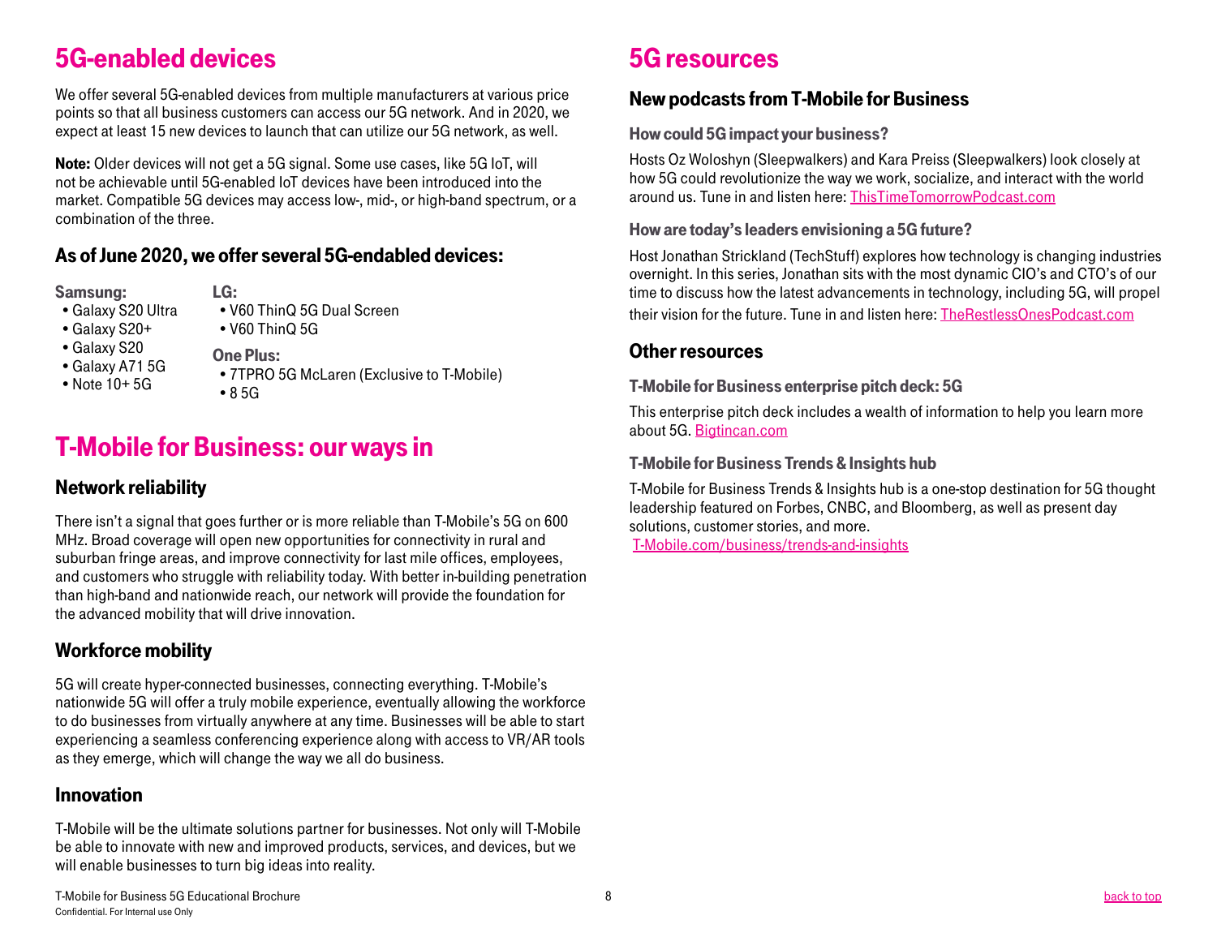# 5G-enabled devices

We offer several 5G-enabled devices from multiple manufacturers at various price points so that all business customers can access our 5G network. And in 2020, we expect at least 15 new devices to launch that can utilize our 5G network, as well.

**Note:** Older devices will not get a 5G signal. Some use cases, like 5G IoT, will not be achievable until 5G-enabled IoT devices have been introduced into the market. Compatible 5G devices may access low-, mid-, or high-band spectrum, or a combination of the three.

## As of June 2020, we offer several 5G-endabled devices:

**Samsung:**

- Galaxy S20 Ultra
- Galaxy S20+
- Galaxy S20
- Galaxy A71 5G
- Note 10+ 5G

**LG:**

- V60 ThinQ 5G Dual Screen
- V60 ThinQ 5G

**One Plus:**

- 7TPRO 5G McLaren (Exclusive to T-Mobile)
- 8 5G

# T-Mobile for Business: our ways in

## Network reliability

There isn't a signal that goes further or is more reliable than T-Mobile's 5G on 600 MHz. Broad coverage will open new opportunities for connectivity in rural and suburban fringe areas, and improve connectivity for last mile offices, employees, and customers who struggle with reliability today. With better in-building penetration than high-band and nationwide reach, our network will provide the foundation for the advanced mobility that will drive innovation.

## Workforce mobility

5G will create hyper-connected businesses, connecting everything. T-Mobile's nationwide 5G will offer a truly mobile experience, eventually allowing the workforce to do businesses from virtually anywhere at any time. Businesses will be able to start experiencing a seamless conferencing experience along with access to VR/AR tools as they emerge, which will change the way we all do business.

## Innovation

T-Mobile will be the ultimate solutions partner for businesses. Not only will T-Mobile be able to innovate with new and improved products, services, and devices, but we will enable businesses to turn big ideas into reality.

# 5G resources

## New podcasts from T-Mobile for Business

### How could 5G impact your business?

Hosts Oz Woloshyn (Sleepwalkers) and Kara Preiss (Sleepwalkers) look closely at how 5G could revolutionize the way we work, socialize, and interact with the world around us. Tune in and listen here: ThisTimeTomorrowPodcast.com

### How are today's leaders envisioning a 5G future?

Host Jonathan Strickland (TechStuff) explores how technology is changing industries overnight. In this series, Jonathan sits with the most dynamic CIO's and CTO's of our time to discuss how the latest advancements in technology, including 5G, will propel their vision for the future. Tune in and listen here: TheRestlessOnesPodcast.com

## Other resources

### T-Mobile for Business enterprise pitch deck: 5G

This enterprise pitch deck includes a wealth of information to help you learn more about 5G. Bigtincan.com

### T-Mobile for Business Trends & Insights hub

T-Mobile for Business Trends & Insights hub is a one-stop destination for 5G thought leadership featured on Forbes, CNBC, and Bloomberg, as well as present day solutions, customer stories, and more.
T-Mobile.com/business/trends-and-insights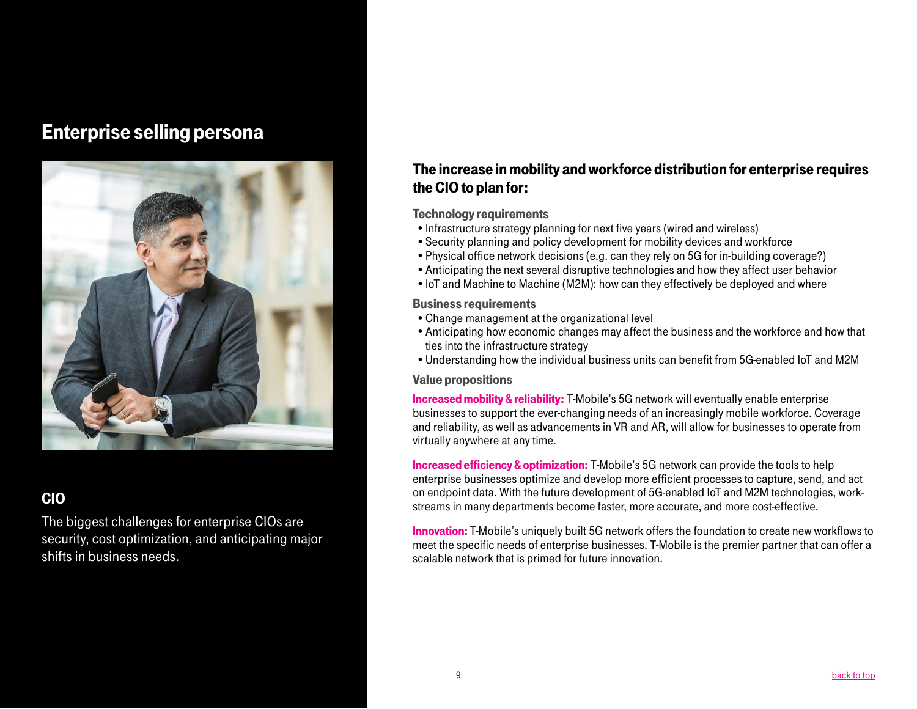# Enterprise selling persona

## CIO

The biggest challenges for enterprise CIOs are security, cost optimization, and anticipating major shifts in business needs.

## The increase in mobility and workforce distribution for enterprise requires the CIO to plan for:

### Technology requirements

- Infrastructure strategy planning for next five years (wired and wireless)
- Security planning and policy development for mobility devices and workforce
- Physical office network decisions (e.g. can they rely on 5G for in-building coverage?)
- Anticipating the next several disruptive technologies and how they affect user behavior
- IoT and Machine to Machine (M2M): how can they effectively be deployed and where

### Business requirements

- Change management at the organizational level
- Anticipating how economic changes may affect the business and the workforce and how that ties into the infrastructure strategy
- Understanding how the individual business units can benefit from 5G-enabled IoT and M2M

### Value propositions

**Increased mobility & reliability:** T-Mobile's 5G network will eventually enable enterprise businesses to support the ever-changing needs of an increasingly mobile workforce. Coverage and reliability, as well as advancements in VR and AR, will allow for businesses to operate from virtually anywhere at any time.

**Increased efficiency & optimization:** T-Mobile's 5G network can provide the tools to help enterprise businesses optimize and develop more efficient processes to capture, send, and act on endpoint data. With the future development of 5G-enabled IoT and M2M technologies, work-streams in many departments become faster, more accurate, and more cost-effective.

**Innovation:** T-Mobile's uniquely built 5G network offers the foundation to create new workflows to meet the specific needs of enterprise businesses. T-Mobile is the premier partner that can offer a scalable network that is primed for future innovation.

back to top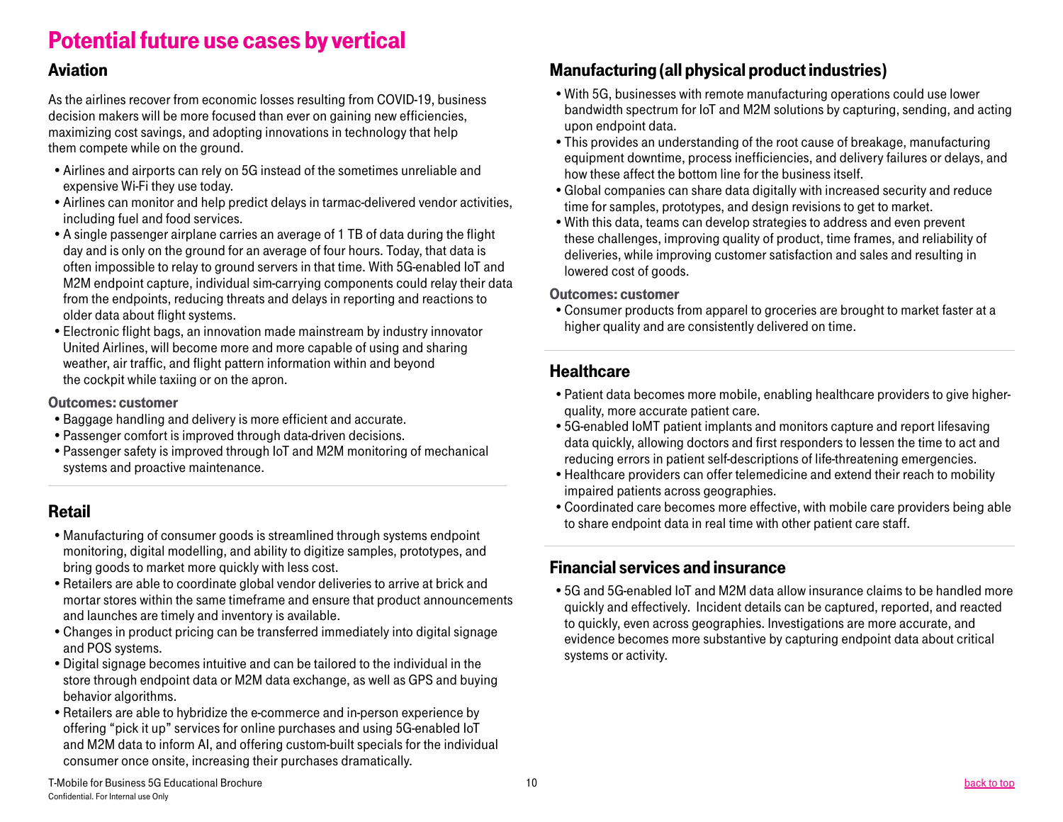# Potential future use cases by vertical

## Aviation

As the airlines recover from economic losses resulting from COVID-19, business decision makers will be more focused than ever on gaining new efficiencies, maximizing cost savings, and adopting innovations in technology that help them compete while on the ground.

- Airlines and airports can rely on 5G instead of the sometimes unreliable and expensive Wi-Fi they use today.
- Airlines can monitor and help predict delays in tarmac-delivered vendor activities, including fuel and food services.
- A single passenger airplane carries an average of 1 TB of data during the flight day and is only on the ground for an average of four hours. Today, that data is often impossible to relay to ground servers in that time. With 5G-enabled IoT and M2M endpoint capture, individual sim-carrying components could relay their data from the endpoints, reducing threats and delays in reporting and reactions to older data about flight systems.
- Electronic flight bags, an innovation made mainstream by industry innovator United Airlines, will become more and more capable of using and sharing weather, air traffic, and flight pattern information within and beyond the cockpit while taxiing or on the apron.

**Outcomes: customer**

- Baggage handling and delivery is more efficient and accurate.
- Passenger comfort is improved through data-driven decisions.
- Passenger safety is improved through IoT and M2M monitoring of mechanical systems and proactive maintenance.

## Retail

- Manufacturing of consumer goods is streamlined through systems endpoint monitoring, digital modelling, and ability to digitize samples, prototypes, and bring goods to market more quickly with less cost.
- Retailers are able to coordinate global vendor deliveries to arrive at brick and mortar stores within the same timeframe and ensure that product announcements and launches are timely and inventory is available.
- Changes in product pricing can be transferred immediately into digital signage and POS systems.
- Digital signage becomes intuitive and can be tailored to the individual in the store through endpoint data or M2M data exchange, as well as GPS and buying behavior algorithms.
- Retailers are able to hybridize the e-commerce and in-person experience by offering "pick it up" services for online purchases and using 5G-enabled IoT and M2M data to inform AI, and offering custom-built specials for the individual consumer once onsite, increasing their purchases dramatically.

## Manufacturing (all physical product industries)

- With 5G, businesses with remote manufacturing operations could use lower bandwidth spectrum for IoT and M2M solutions by capturing, sending, and acting upon endpoint data.
- This provides an understanding of the root cause of breakage, manufacturing equipment downtime, process inefficiencies, and delivery failures or delays, and how these affect the bottom line for the business itself.
- Global companies can share data digitally with increased security and reduce time for samples, prototypes, and design revisions to get to market.
- With this data, teams can develop strategies to address and even prevent these challenges, improving quality of product, time frames, and reliability of deliveries, while improving customer satisfaction and sales and resulting in lowered cost of goods.

**Outcomes: customer**

- Consumer products from apparel to groceries are brought to market faster at a higher quality and are consistently delivered on time.

## Healthcare

- Patient data becomes more mobile, enabling healthcare providers to give higher-quality, more accurate patient care.
- 5G-enabled IoMT patient implants and monitors capture and report lifesaving data quickly, allowing doctors and first responders to lessen the time to act and reducing errors in patient self-descriptions of life-threatening emergencies.
- Healthcare providers can offer telemedicine and extend their reach to mobility impaired patients across geographies.
- Coordinated care becomes more effective, with mobile care providers being able to share endpoint data in real time with other patient care staff.

## Financial services and insurance

- 5G and 5G-enabled IoT and M2M data allow insurance claims to be handled more quickly and effectively. Incident details can be captured, reported, and reacted to quickly, even across geographies. Investigations are more accurate, and evidence becomes more substantive by capturing endpoint data about critical systems or activity.